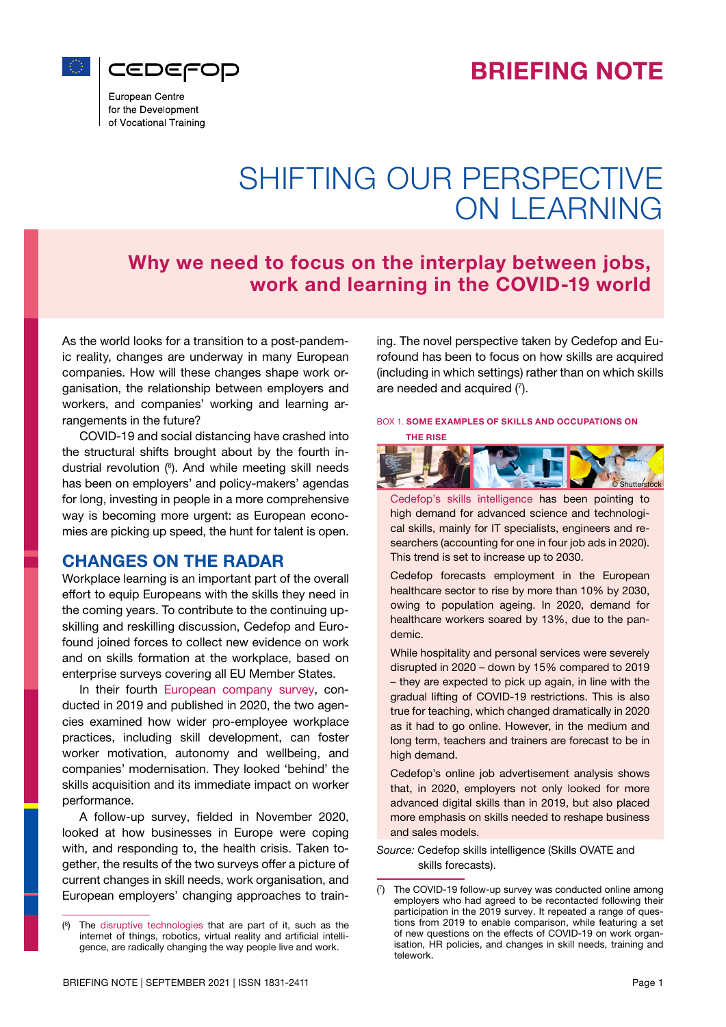# BRIEFING NOTE

# SHIFTING OUR PERSPECTIVE ON LEARNING

## Why we need to focus on the interplay between jobs, work and learning in the COVID-19 world

As the world looks for a transition to a post-pandemic reality, changes are underway in many European companies. How will these changes shape work organisation, the relationship between employers and workers, and companies' working and learning arrangements in the future?

COVID-19 and social distancing have crashed into the structural shifts brought about by the fourth industrial revolution [6]. And while meeting skill needs has been on employers' and policy-makers' agendas for long, investing in people in a more comprehensive way is becoming more urgent: as European economies are picking up speed, the hunt for talent is open.

## CHANGES ON THE RADAR

Workplace learning is an important part of the overall effort to equip Europeans with the skills they need in the coming years. To contribute to the continuing upskilling and reskilling discussion, Cedefop and Eurofound joined forces to collect new evidence on work and on skills formation at the workplace, based on enterprise surveys covering all EU Member States.

In their fourth European company survey, conducted in 2019 and published in 2020, the two agencies examined how wider pro-employee workplace practices, including skill development, can foster worker motivation, autonomy and wellbeing, and companies' modernisation. They looked 'behind' the skills acquisition and its immediate impact on worker performance.

A follow-up survey, fielded in November 2020, looked at how businesses in Europe were coping with, and responding to, the health crisis. Taken together, the results of the two surveys offer a picture of current changes in skill needs, work organisation, and European employers' changing approaches to training. The novel perspective taken by Cedefop and Eurofound has been to focus on how skills are acquired (including in which settings) rather than on which skills are needed and acquired [7].

**BOX 1. SOME EXAMPLES OF SKILLS AND OCCUPATIONS ON THE RISE**

© Shutterstock

Cedefop's skills intelligence has been pointing to high demand for advanced science and technological skills, mainly for IT specialists, engineers and researchers (accounting for one in four job ads in 2020). This trend is set to increase up to 2030.

Cedefop forecasts employment in the European healthcare sector to rise by more than 10% by 2030, owing to population ageing. In 2020, demand for healthcare workers soared by 13%, due to the pandemic.

While hospitality and personal services were severely disrupted in 2020 – down by 15% compared to 2019 – they are expected to pick up again, in line with the gradual lifting of COVID-19 restrictions. This is also true for teaching, which changed dramatically in 2020 as it had to go online. However, in the medium and long term, teachers and trainers are forecast to be in high demand.

Cedefop's online job advertisement analysis shows that, in 2020, employers not only looked for more advanced digital skills than in 2019, but also placed more emphasis on skills needed to reshape business and sales models.

*Source:* Cedefop skills intelligence (Skills OVATE and skills forecasts).

---

[6] The disruptive technologies that are part of it, such as the internet of things, robotics, virtual reality and artificial intelligence, are radically changing the way people live and work.

[7] The COVID-19 follow-up survey was conducted online among employers who had agreed to be recontacted following their participation in the 2019 survey. It repeated a range of questions from 2019 to enable comparison, while featuring a set of new questions on the effects of COVID-19 on work organisation, HR policies, and changes in skill needs, training and telework.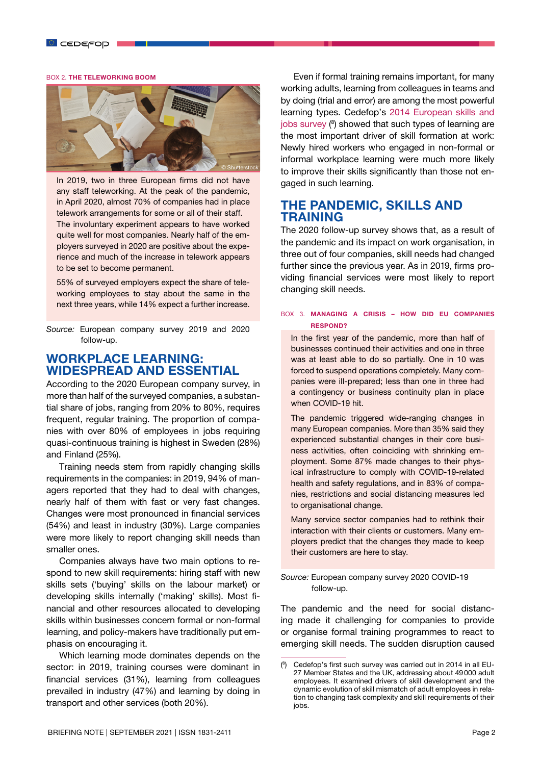BOX 2. **THE TELEWORKING BOOM**

© Shutterstock

In 2019, two in three European firms did not have any staff teleworking. At the peak of the pandemic, in April 2020, almost 70% of companies had in place telework arrangements for some or all of their staff. The involuntary experiment appears to have worked quite well for most companies. Nearly half of the employers surveyed in 2020 are positive about the experience and much of the increase in telework appears to be set to become permanent.

55% of surveyed employers expect the share of teleworking employees to stay about the same in the next three years, while 14% expect a further increase.

*Source:* European company survey 2019 and 2020 follow-up.

## WORKPLACE LEARNING: WIDESPREAD AND ESSENTIAL

According to the 2020 European company survey, in more than half of the surveyed companies, a substantial share of jobs, ranging from 20% to 80%, requires frequent, regular training. The proportion of companies with over 80% of employees in jobs requiring quasi-continuous training is highest in Sweden (28%) and Finland (25%).

Training needs stem from rapidly changing skills requirements in the companies: in 2019, 94% of managers reported that they had to deal with changes, nearly half of them with fast or very fast changes. Changes were most pronounced in financial services (54%) and least in industry (30%). Large companies were more likely to report changing skill needs than smaller ones.

Companies always have two main options to respond to new skill requirements: hiring staff with new skills sets ('buying' skills on the labour market) or developing skills internally ('making' skills). Most financial and other resources allocated to developing skills within businesses concern formal or non-formal learning, and policy-makers have traditionally put emphasis on encouraging it.

Which learning mode dominates depends on the sector: in 2019, training courses were dominant in financial services (31%), learning from colleagues prevailed in industry (47%) and learning by doing in transport and other services (both 20%).

Even if formal training remains important, for many working adults, learning from colleagues in teams and by doing (trial and error) are among the most powerful learning types. Cedefop's 2014 European skills and jobs survey ([8]) showed that such types of learning are the most important driver of skill formation at work: Newly hired workers who engaged in non-formal or informal workplace learning were much more likely to improve their skills significantly than those not engaged in such learning.

## THE PANDEMIC, SKILLS AND TRAINING

The 2020 follow-up survey shows that, as a result of the pandemic and its impact on work organisation, in three out of four companies, skill needs had changed further since the previous year. As in 2019, firms providing financial services were most likely to report changing skill needs.

BOX 3. **MANAGING A CRISIS – HOW DID EU COMPANIES RESPOND?**

In the first year of the pandemic, more than half of businesses continued their activities and one in three was at least able to do so partially. One in 10 was forced to suspend operations completely. Many companies were ill-prepared; less than one in three had a contingency or business continuity plan in place when COVID-19 hit.

The pandemic triggered wide-ranging changes in many European companies. More than 35% said they experienced substantial changes in their core business activities, often coinciding with shrinking employment. Some 87% made changes to their physical infrastructure to comply with COVID-19-related health and safety regulations, and in 83% of companies, restrictions and social distancing measures led to organisational change.

Many service sector companies had to rethink their interaction with their clients or customers. Many employers predict that the changes they made to keep their customers are here to stay.

*Source:* European company survey 2020 COVID-19 follow-up.

The pandemic and the need for social distancing made it challenging for companies to provide or organise formal training programmes to react to emerging skill needs. The sudden disruption caused

([8]) Cedefop's first such survey was carried out in 2014 in all EU-27 Member States and the UK, addressing about 49 000 adult employees. It examined drivers of skill development and the dynamic evolution of skill mismatch of adult employees in relation to changing task complexity and skill requirements of their jobs.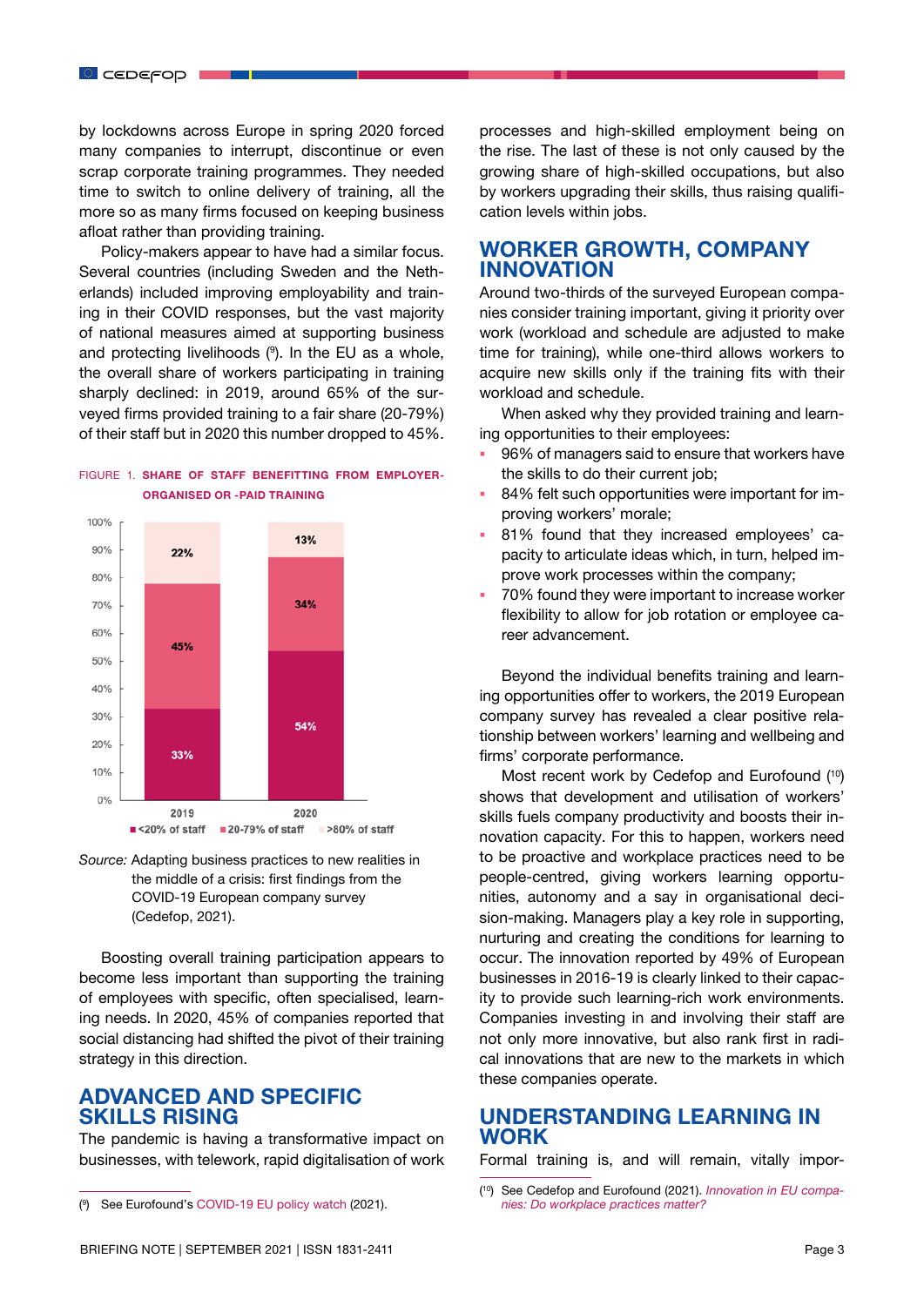by lockdowns across Europe in spring 2020 forced many companies to interrupt, discontinue or even scrap corporate training programmes. They needed time to switch to online delivery of training, all the more so as many firms focused on keeping business afloat rather than providing training.

Policy-makers appear to have had a similar focus. Several countries (including Sweden and the Netherlands) included improving employability and training in their COVID responses, but the vast majority of national measures aimed at supporting business and protecting livelihoods [9]. In the EU as a whole, the overall share of workers participating in training sharply declined: in 2019, around 65% of the surveyed firms provided training to a fair share (20-79%) of their staff but in 2020 this number dropped to 45%.

FIGURE 1. **SHARE OF STAFF BENEFITTING FROM EMPLOYER-ORGANISED OR -PAID TRAINING**

| | <20% of staff | 20-79% of staff | >80% of staff |
|---|---|---|---|
| 2019 | 33% | 45% | 22% |
| 2020 | 54% | 34% | 13% |

*Source:* Adapting business practices to new realities in the middle of a crisis: first findings from the COVID-19 European company survey (Cedefop, 2021).

Boosting overall training participation appears to become less important than supporting the training of employees with specific, often specialised, learning needs. In 2020, 45% of companies reported that social distancing had shifted the pivot of their training strategy in this direction.

## ADVANCED AND SPECIFIC SKILLS RISING

The pandemic is having a transformative impact on businesses, with telework, rapid digitalisation of work processes and high-skilled employment being on the rise. The last of these is not only caused by the growing share of high-skilled occupations, but also by workers upgrading their skills, thus raising qualification levels within jobs.

## WORKER GROWTH, COMPANY INNOVATION

Around two-thirds of the surveyed European companies consider training important, giving it priority over work (workload and schedule are adjusted to make time for training), while one-third allows workers to acquire new skills only if the training fits with their workload and schedule.

When asked why they provided training and learning opportunities to their employees:

- 96% of managers said to ensure that workers have the skills to do their current job;
- 84% felt such opportunities were important for improving workers' morale;
- 81% found that they increased employees' capacity to articulate ideas which, in turn, helped improve work processes within the company;
- 70% found they were important to increase worker flexibility to allow for job rotation or employee career advancement.

Beyond the individual benefits training and learning opportunities offer to workers, the 2019 European company survey has revealed a clear positive relationship between workers' learning and wellbeing and firms' corporate performance.

Most recent work by Cedefop and Eurofound [10] shows that development and utilisation of workers' skills fuels company productivity and boosts their innovation capacity. For this to happen, workers need to be proactive and workplace practices need to be people-centred, giving workers learning opportunities, autonomy and a say in organisational decision-making. Managers play a key role in supporting, nurturing and creating the conditions for learning to occur. The innovation reported by 49% of European businesses in 2016-19 is clearly linked to their capacity to provide such learning-rich work environments. Companies investing in and involving their staff are not only more innovative, but also rank first in radical innovations that are new to the markets in which these companies operate.

## UNDERSTANDING LEARNING IN WORK

Formal training is, and will remain, vitally impor-

[9] See Eurofound's COVID-19 EU policy watch (2021).

[10] See Cedefop and Eurofound (2021). *Innovation in EU companies: Do workplace practices matter?*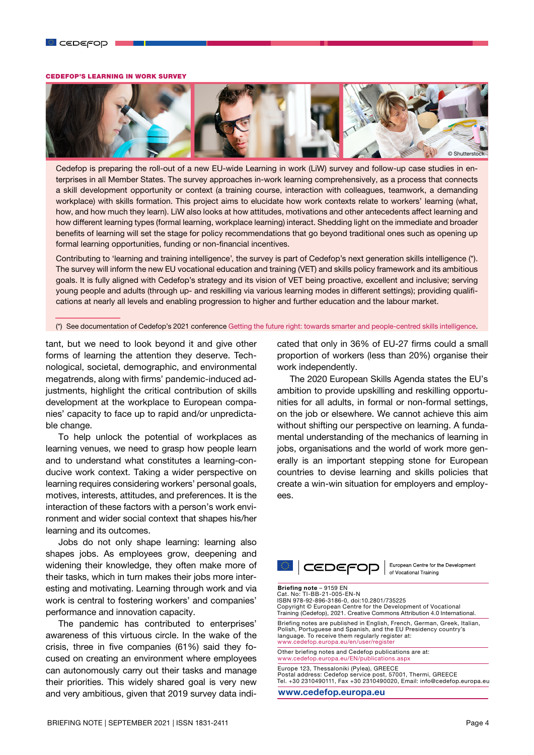**CEDEFOP'S LEARNING IN WORK SURVEY**

© Shutterstock

Cedefop is preparing the roll-out of a new EU-wide Learning in work (LiW) survey and follow-up case studies in enterprises in all Member States. The survey approaches in-work learning comprehensively, as a process that connects a skill development opportunity or context (a training course, interaction with colleagues, teamwork, a demanding workplace) with skills formation. This project aims to elucidate how work contexts relate to workers' learning (what, how, and how much they learn). LiW also looks at how attitudes, motivations and other antecedents affect learning and how different learning types (formal learning, workplace learning) interact. Shedding light on the immediate and broader benefits of learning will set the stage for policy recommendations that go beyond traditional ones such as opening up formal learning opportunities, funding or non-financial incentives.

Contributing to 'learning and training intelligence', the survey is part of Cedefop's next generation skills intelligence (*). The survey will inform the new EU vocational education and training (VET) and skills policy framework and its ambitious goals. It is fully aligned with Cedefop's strategy and its vision of VET being proactive, excellent and inclusive; serving young people and adults (through up- and reskilling via various learning modes in different settings); providing qualifications at nearly all levels and enabling progression to higher and further education and the labour market.

(*) See documentation of Cedefop's 2021 conference Getting the future right: towards smarter and people-centred skills intelligence.

tant, but we need to look beyond it and give other forms of learning the attention they deserve. Technological, societal, demographic, and environmental megatrends, along with firms' pandemic-induced adjustments, highlight the critical contribution of skills development at the workplace to European companies' capacity to face up to rapid and/or unpredictable change.

To help unlock the potential of workplaces as learning venues, we need to grasp how people learn and to understand what constitutes a learning-conducive work context. Taking a wider perspective on learning requires considering workers' personal goals, motives, interests, attitudes, and preferences. It is the interaction of these factors with a person's work environment and wider social context that shapes his/her learning and its outcomes.

Jobs do not only shape learning: learning also shapes jobs. As employees grow, deepening and widening their knowledge, they often make more of their tasks, which in turn makes their jobs more interesting and motivating. Learning through work and via work is central to fostering workers' and companies' performance and innovation capacity.

The pandemic has contributed to enterprises' awareness of this virtuous circle. In the wake of the crisis, three in five companies (61%) said they focused on creating an environment where employees can autonomously carry out their tasks and manage their priorities. This widely shared goal is very new and very ambitious, given that 2019 survey data indicated that only in 36% of EU-27 firms could a small proportion of workers (less than 20%) organise their work independently.

The 2020 European Skills Agenda states the EU's ambition to provide upskilling and reskilling opportunities for all adults, in formal or non-formal settings, on the job or elsewhere. We cannot achieve this aim without shifting our perspective on learning. A fundamental understanding of the mechanics of learning in jobs, organisations and the world of work more generally is an important stepping stone for European countries to devise learning and skills policies that create a win-win situation for employers and employees.

CEDEFOP — European Centre for the Development of Vocational Training

**Briefing note** – 9159 EN
Cat. No: TI-BB-21-005-EN-N
ISBN 978-92-896-3186-0, doi:10.2801/735225
Copyright © European Centre for the Development of Vocational Training (Cedefop), 2021. Creative Commons Attribution 4.0 International.

Briefing notes are published in English, French, German, Greek, Italian, Polish, Portuguese and Spanish, and the EU Presidency country's language. To receive them regularly register at:
www.cedefop.europa.eu/en/user/register

Other briefing notes and Cedefop publications are at:
www.cedefop.europa.eu/EN/publications.aspx

Europe 123, Thessaloniki (Pylea), GREECE
Postal address: Cedefop service post, 57001, Thermi, GREECE
Tel. +30 2310490111, Fax +30 2310490020, Email: info@cedefop.europa.eu

**www.cedefop.europa.eu**